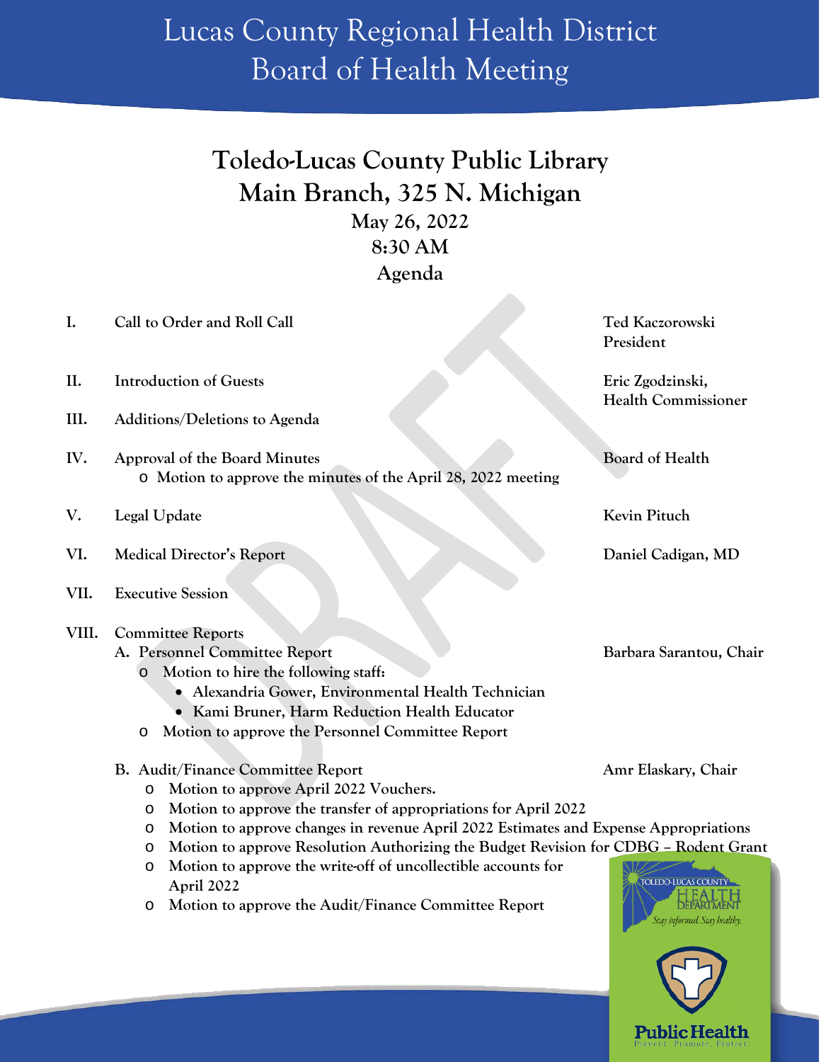# Lucas County Regional Health District
# Board of Health Meeting

## Toledo-Lucas County Public Library
## Main Branch, 325 N. Michigan

**May 26, 2022**
**8:30 AM**
**Agenda**

**I. Call to Order and Roll Call** — **Ted Kaczorowski, President**

**II. Introduction of Guests** — **Eric Zgodzinski, Health Commissioner**

**III. Additions/Deletions to Agenda**

**IV. Approval of the Board Minutes** — **Board of Health**
- Motion to approve the minutes of the April 28, 2022 meeting

**V. Legal Update** — **Kevin Pituch**

**VI. Medical Director's Report** — **Daniel Cadigan, MD**

**VII. Executive Session**

**VIII. Committee Reports**

**A. Personnel Committee Report** — **Barbara Sarantou, Chair**
- Motion to hire the following staff:
  - Alexandria Gower, Environmental Health Technician
  - Kami Bruner, Harm Reduction Health Educator
- Motion to approve the Personnel Committee Report

**B. Audit/Finance Committee Report** — **Amr Elaskary, Chair**
- Motion to approve April 2022 Vouchers.
- Motion to approve the transfer of appropriations for April 2022
- Motion to approve changes in revenue April 2022 Estimates and Expense Appropriations
- Motion to approve Resolution Authorizing the Budget Revision for CDBG – Rodent Grant
- Motion to approve the write-off of uncollectible accounts for April 2022
- Motion to approve the Audit/Finance Committee Report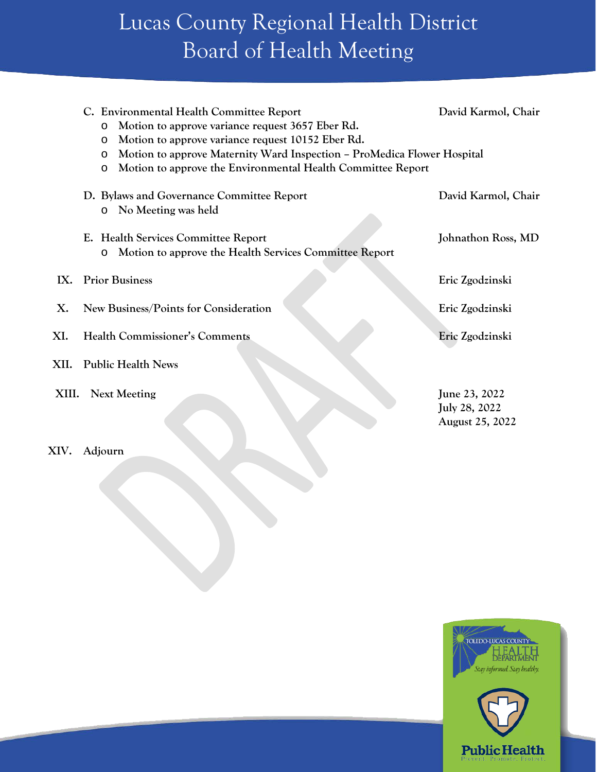# Lucas County Regional Health District Board of Health Meeting

C. **Environmental Health Committee Report** — **David Karmol, Chair**
   - **Motion to approve variance request 3657 Eber Rd.**
   - **Motion to approve variance request 10152 Eber Rd.**
   - **Motion to approve Maternity Ward Inspection – ProMedica Flower Hospital**
   - **Motion to approve the Environmental Health Committee Report**

D. **Bylaws and Governance Committee Report** — **David Karmol, Chair**
   - **No Meeting was held**

E. **Health Services Committee Report** — **Johnathon Ross, MD**
   - **Motion to approve the Health Services Committee Report**

IX. **Prior Business** — **Eric Zgodzinski**

X. **New Business/Points for Consideration** — **Eric Zgodzinski**

XI. **Health Commissioner's Comments** — **Eric Zgodzinski**

XII. **Public Health News**

XIII. **Next Meeting** — **June 23, 2022**
**July 28, 2022**
**August 25, 2022**

XIV. **Adjourn**

DRAFT